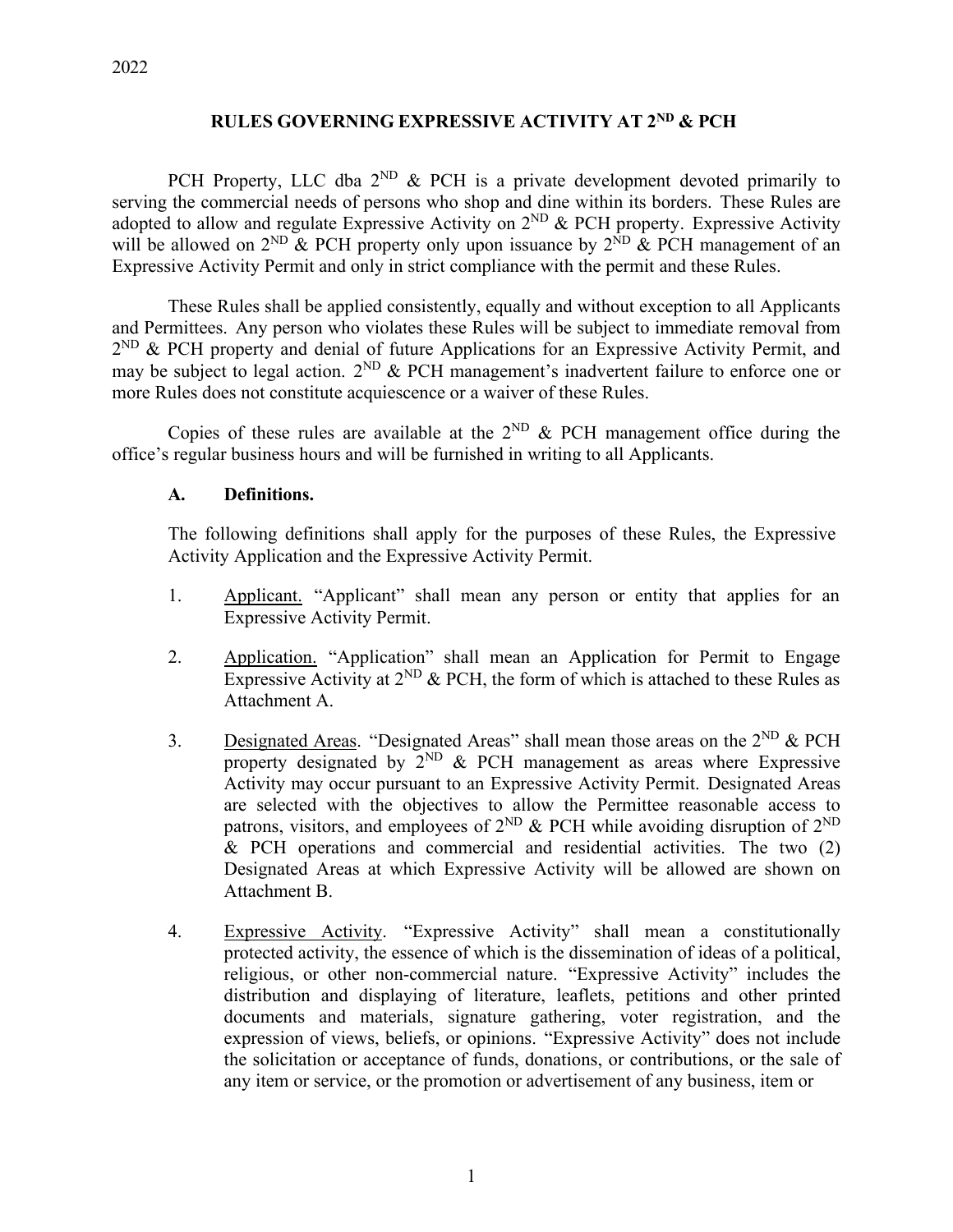2022

# RULES GOVERNING EXPRESSIVE ACTIVITY AT 2ND & PCH

PCH Property, LLC dba 2ND & PCH is a private development devoted primarily to serving the commercial needs of persons who shop and dine within its borders. These Rules are adopted to allow and regulate Expressive Activity on 2ND & PCH property. Expressive Activity will be allowed on 2ND & PCH property only upon issuance by 2ND & PCH management of an Expressive Activity Permit and only in strict compliance with the permit and these Rules.

These Rules shall be applied consistently, equally and without exception to all Applicants and Permittees. Any person who violates these Rules will be subject to immediate removal from 2ND & PCH property and denial of future Applications for an Expressive Activity Permit, and may be subject to legal action. 2ND & PCH management's inadvertent failure to enforce one or more Rules does not constitute acquiescence or a waiver of these Rules.

Copies of these rules are available at the 2ND & PCH management office during the office's regular business hours and will be furnished in writing to all Applicants.

## A. Definitions.

The following definitions shall apply for the purposes of these Rules, the Expressive Activity Application and the Expressive Activity Permit.

1. Applicant. "Applicant" shall mean any person or entity that applies for an Expressive Activity Permit.

2. Application. "Application" shall mean an Application for Permit to Engage Expressive Activity at 2ND & PCH, the form of which is attached to these Rules as Attachment A.

3. Designated Areas. "Designated Areas" shall mean those areas on the 2ND & PCH property designated by 2ND & PCH management as areas where Expressive Activity may occur pursuant to an Expressive Activity Permit. Designated Areas are selected with the objectives to allow the Permittee reasonable access to patrons, visitors, and employees of 2ND & PCH while avoiding disruption of 2ND & PCH operations and commercial and residential activities. The two (2) Designated Areas at which Expressive Activity will be allowed are shown on Attachment B.

4. Expressive Activity. "Expressive Activity" shall mean a constitutionally protected activity, the essence of which is the dissemination of ideas of a political, religious, or other non-commercial nature. "Expressive Activity" includes the distribution and displaying of literature, leaflets, petitions and other printed documents and materials, signature gathering, voter registration, and the expression of views, beliefs, or opinions. "Expressive Activity" does not include the solicitation or acceptance of funds, donations, or contributions, or the sale of any item or service, or the promotion or advertisement of any business, item or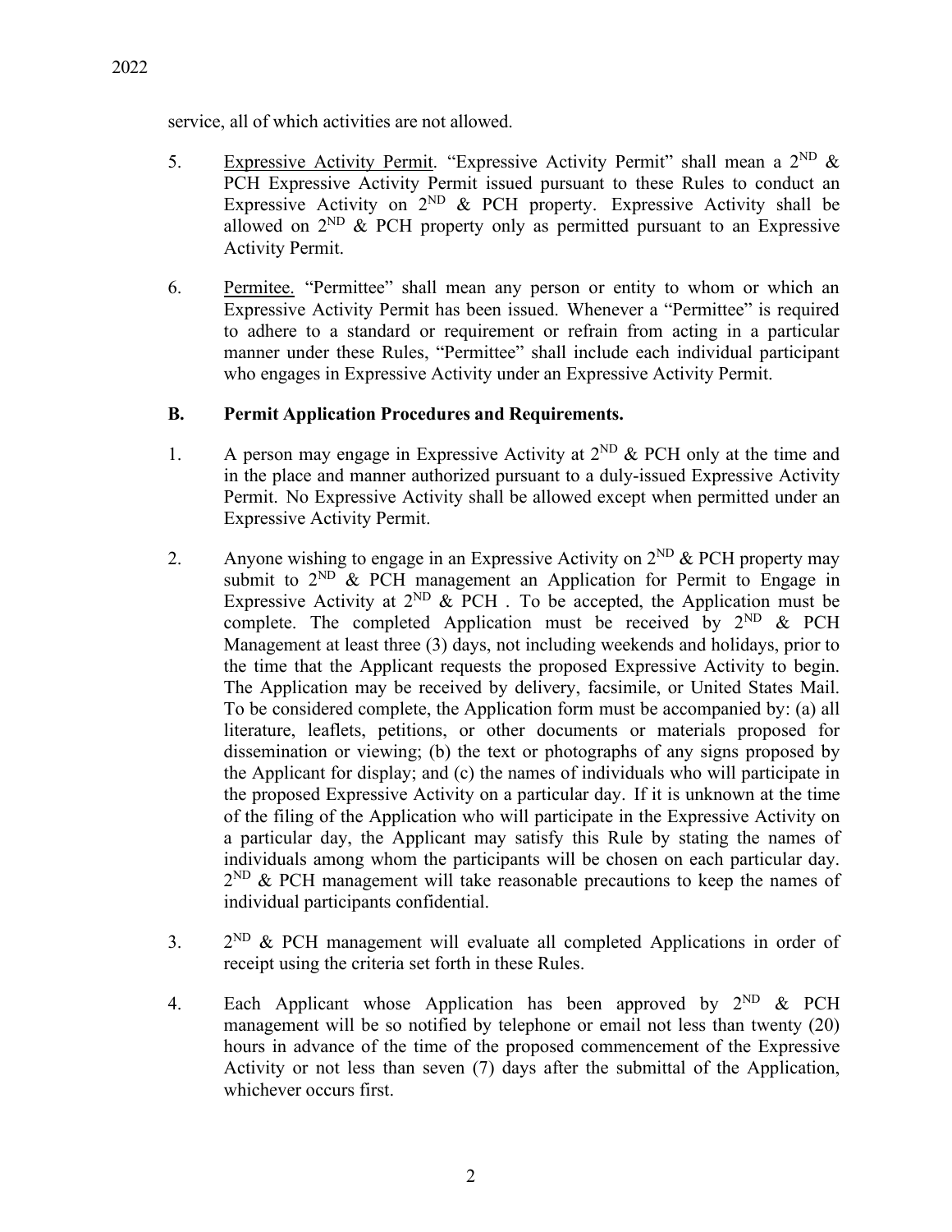service, all of which activities are not allowed.

5. Expressive Activity Permit. "Expressive Activity Permit" shall mean a 2ND & PCH Expressive Activity Permit issued pursuant to these Rules to conduct an Expressive Activity on 2ND & PCH property. Expressive Activity shall be allowed on 2ND & PCH property only as permitted pursuant to an Expressive Activity Permit.

6. Permitee. "Permittee" shall mean any person or entity to whom or which an Expressive Activity Permit has been issued. Whenever a "Permittee" is required to adhere to a standard or requirement or refrain from acting in a particular manner under these Rules, "Permittee" shall include each individual participant who engages in Expressive Activity under an Expressive Activity Permit.

**B. Permit Application Procedures and Requirements.**

1. A person may engage in Expressive Activity at 2ND & PCH only at the time and in the place and manner authorized pursuant to a duly-issued Expressive Activity Permit. No Expressive Activity shall be allowed except when permitted under an Expressive Activity Permit.

2. Anyone wishing to engage in an Expressive Activity on 2ND & PCH property may submit to 2ND & PCH management an Application for Permit to Engage in Expressive Activity at 2ND & PCH . To be accepted, the Application must be complete. The completed Application must be received by 2ND & PCH Management at least three (3) days, not including weekends and holidays, prior to the time that the Applicant requests the proposed Expressive Activity to begin. The Application may be received by delivery, facsimile, or United States Mail. To be considered complete, the Application form must be accompanied by: (a) all literature, leaflets, petitions, or other documents or materials proposed for dissemination or viewing; (b) the text or photographs of any signs proposed by the Applicant for display; and (c) the names of individuals who will participate in the proposed Expressive Activity on a particular day. If it is unknown at the time of the filing of the Application who will participate in the Expressive Activity on a particular day, the Applicant may satisfy this Rule by stating the names of individuals among whom the participants will be chosen on each particular day. 2ND & PCH management will take reasonable precautions to keep the names of individual participants confidential.

3. 2ND & PCH management will evaluate all completed Applications in order of receipt using the criteria set forth in these Rules.

4. Each Applicant whose Application has been approved by 2ND & PCH management will be so notified by telephone or email not less than twenty (20) hours in advance of the time of the proposed commencement of the Expressive Activity or not less than seven (7) days after the submittal of the Application, whichever occurs first.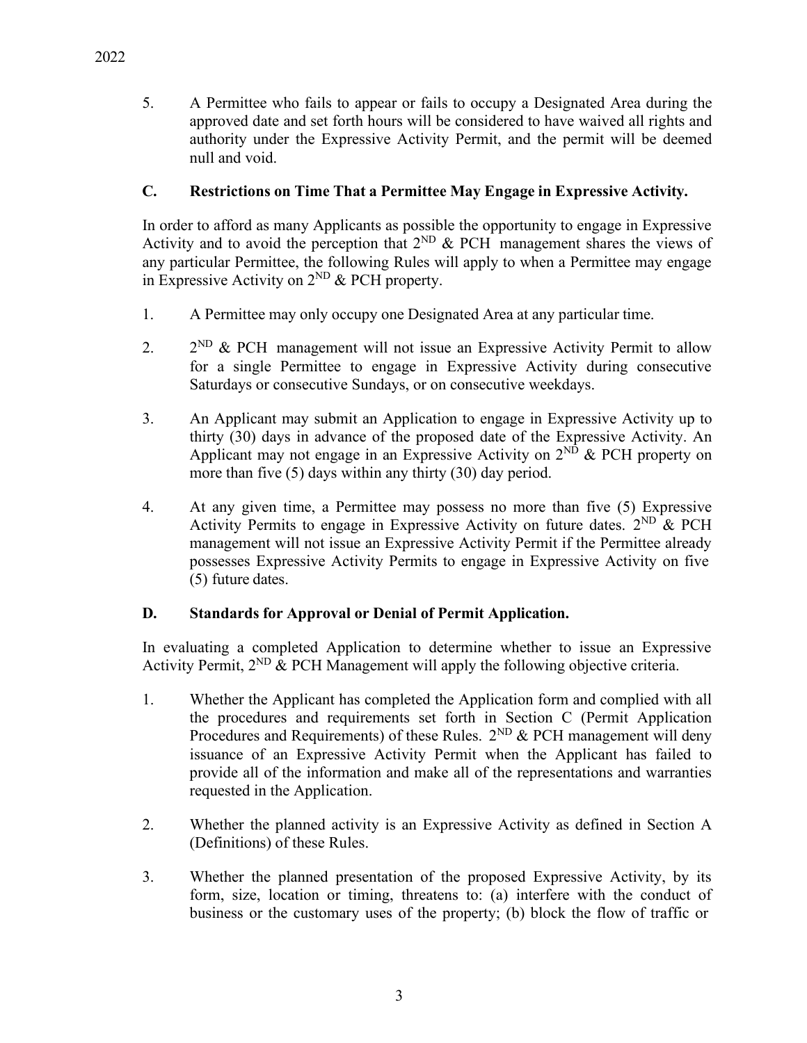5. A Permittee who fails to appear or fails to occupy a Designated Area during the approved date and set forth hours will be considered to have waived all rights and authority under the Expressive Activity Permit, and the permit will be deemed null and void.

### C. Restrictions on Time That a Permittee May Engage in Expressive Activity.

In order to afford as many Applicants as possible the opportunity to engage in Expressive Activity and to avoid the perception that 2ND & PCH management shares the views of any particular Permittee, the following Rules will apply to when a Permittee may engage in Expressive Activity on 2ND & PCH property.

1. A Permittee may only occupy one Designated Area at any particular time.
2. 2ND & PCH management will not issue an Expressive Activity Permit to allow for a single Permittee to engage in Expressive Activity during consecutive Saturdays or consecutive Sundays, or on consecutive weekdays.
3. An Applicant may submit an Application to engage in Expressive Activity up to thirty (30) days in advance of the proposed date of the Expressive Activity. An Applicant may not engage in an Expressive Activity on 2ND & PCH property on more than five (5) days within any thirty (30) day period.
4. At any given time, a Permittee may possess no more than five (5) Expressive Activity Permits to engage in Expressive Activity on future dates. 2ND & PCH management will not issue an Expressive Activity Permit if the Permittee already possesses Expressive Activity Permits to engage in Expressive Activity on five (5) future dates.

### D. Standards for Approval or Denial of Permit Application.

In evaluating a completed Application to determine whether to issue an Expressive Activity Permit, 2ND & PCH Management will apply the following objective criteria.

1. Whether the Applicant has completed the Application form and complied with all the procedures and requirements set forth in Section C (Permit Application Procedures and Requirements) of these Rules. 2ND & PCH management will deny issuance of an Expressive Activity Permit when the Applicant has failed to provide all of the information and make all of the representations and warranties requested in the Application.
2. Whether the planned activity is an Expressive Activity as defined in Section A (Definitions) of these Rules.
3. Whether the planned presentation of the proposed Expressive Activity, by its form, size, location or timing, threatens to: (a) interfere with the conduct of business or the customary uses of the property; (b) block the flow of traffic or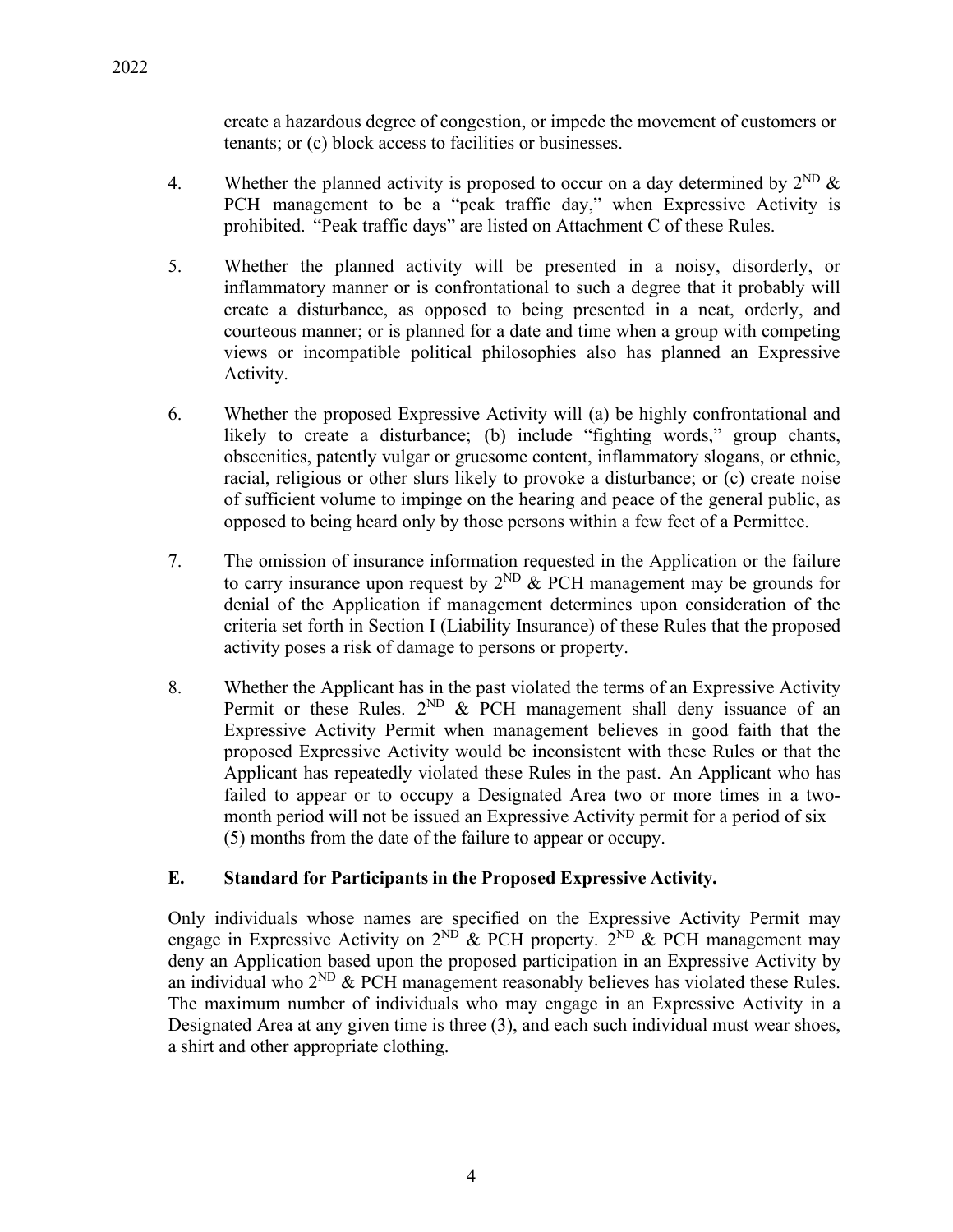create a hazardous degree of congestion, or impede the movement of customers or tenants; or (c) block access to facilities or businesses.

4. Whether the planned activity is proposed to occur on a day determined by 2ND & PCH management to be a "peak traffic day," when Expressive Activity is prohibited. "Peak traffic days" are listed on Attachment C of these Rules.

5. Whether the planned activity will be presented in a noisy, disorderly, or inflammatory manner or is confrontational to such a degree that it probably will create a disturbance, as opposed to being presented in a neat, orderly, and courteous manner; or is planned for a date and time when a group with competing views or incompatible political philosophies also has planned an Expressive Activity.

6. Whether the proposed Expressive Activity will (a) be highly confrontational and likely to create a disturbance; (b) include "fighting words," group chants, obscenities, patently vulgar or gruesome content, inflammatory slogans, or ethnic, racial, religious or other slurs likely to provoke a disturbance; or (c) create noise of sufficient volume to impinge on the hearing and peace of the general public, as opposed to being heard only by those persons within a few feet of a Permittee.

7. The omission of insurance information requested in the Application or the failure to carry insurance upon request by 2ND & PCH management may be grounds for denial of the Application if management determines upon consideration of the criteria set forth in Section I (Liability Insurance) of these Rules that the proposed activity poses a risk of damage to persons or property.

8. Whether the Applicant has in the past violated the terms of an Expressive Activity Permit or these Rules. 2ND & PCH management shall deny issuance of an Expressive Activity Permit when management believes in good faith that the proposed Expressive Activity would be inconsistent with these Rules or that the Applicant has repeatedly violated these Rules in the past. An Applicant who has failed to appear or to occupy a Designated Area two or more times in a two-month period will not be issued an Expressive Activity permit for a period of six (5) months from the date of the failure to appear or occupy.

### E. Standard for Participants in the Proposed Expressive Activity.

Only individuals whose names are specified on the Expressive Activity Permit may engage in Expressive Activity on 2ND & PCH property. 2ND & PCH management may deny an Application based upon the proposed participation in an Expressive Activity by an individual who 2ND & PCH management reasonably believes has violated these Rules. The maximum number of individuals who may engage in an Expressive Activity in a Designated Area at any given time is three (3), and each such individual must wear shoes, a shirt and other appropriate clothing.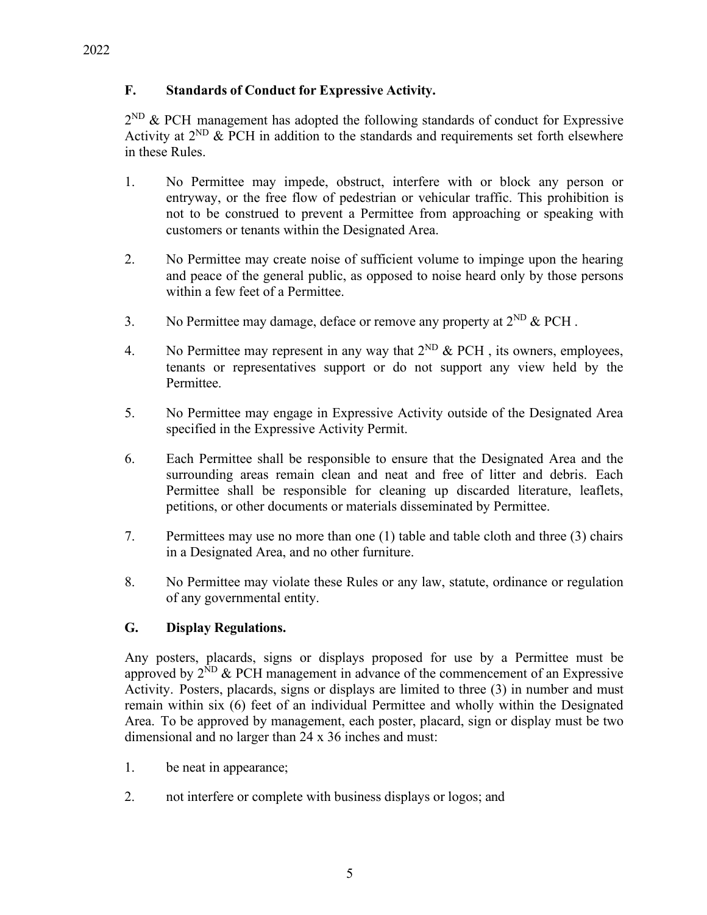### F. Standards of Conduct for Expressive Activity.

2ND & PCH management has adopted the following standards of conduct for Expressive Activity at 2ND & PCH in addition to the standards and requirements set forth elsewhere in these Rules.

1. No Permittee may impede, obstruct, interfere with or block any person or entryway, or the free flow of pedestrian or vehicular traffic. This prohibition is not to be construed to prevent a Permittee from approaching or speaking with customers or tenants within the Designated Area.
2. No Permittee may create noise of sufficient volume to impinge upon the hearing and peace of the general public, as opposed to noise heard only by those persons within a few feet of a Permittee.
3. No Permittee may damage, deface or remove any property at 2ND & PCH .
4. No Permittee may represent in any way that 2ND & PCH , its owners, employees, tenants or representatives support or do not support any view held by the Permittee.
5. No Permittee may engage in Expressive Activity outside of the Designated Area specified in the Expressive Activity Permit.
6. Each Permittee shall be responsible to ensure that the Designated Area and the surrounding areas remain clean and neat and free of litter and debris. Each Permittee shall be responsible for cleaning up discarded literature, leaflets, petitions, or other documents or materials disseminated by Permittee.
7. Permittees may use no more than one (1) table and table cloth and three (3) chairs in a Designated Area, and no other furniture.
8. No Permittee may violate these Rules or any law, statute, ordinance or regulation of any governmental entity.

### G. Display Regulations.

Any posters, placards, signs or displays proposed for use by a Permittee must be approved by 2ND & PCH management in advance of the commencement of an Expressive Activity. Posters, placards, signs or displays are limited to three (3) in number and must remain within six (6) feet of an individual Permittee and wholly within the Designated Area. To be approved by management, each poster, placard, sign or display must be two dimensional and no larger than 24 x 36 inches and must:

1. be neat in appearance;
2. not interfere or complete with business displays or logos; and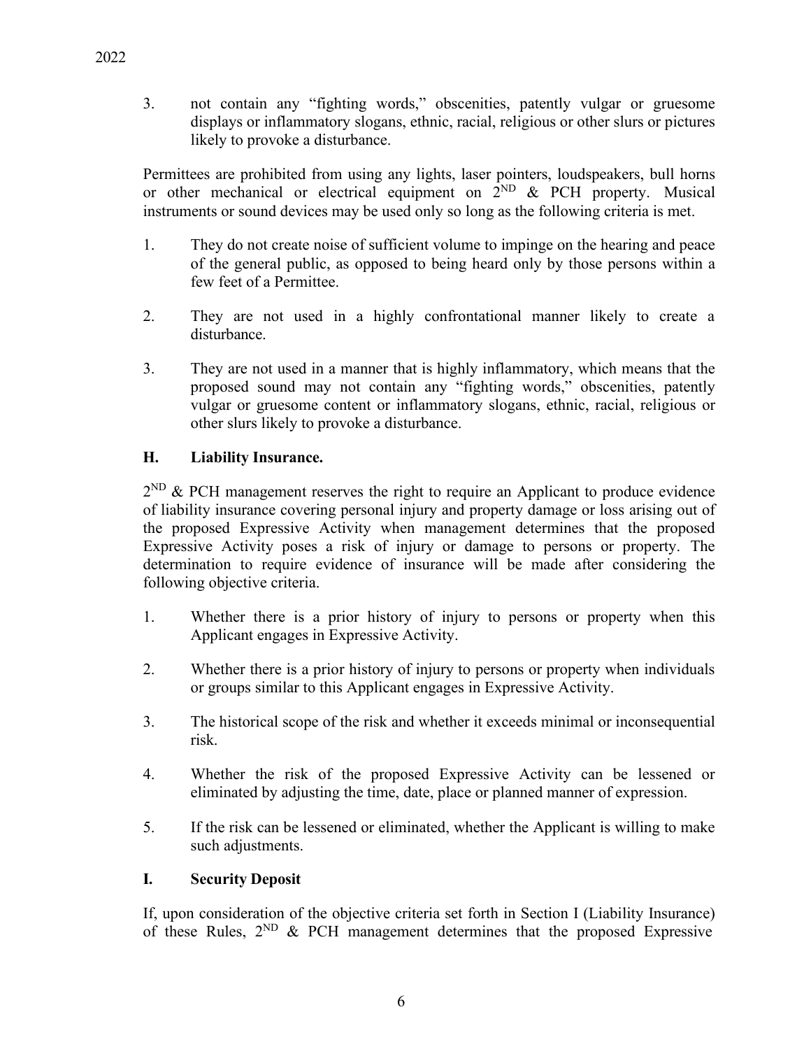3. not contain any "fighting words," obscenities, patently vulgar or gruesome displays or inflammatory slogans, ethnic, racial, religious or other slurs or pictures likely to provoke a disturbance.

Permittees are prohibited from using any lights, laser pointers, loudspeakers, bull horns or other mechanical or electrical equipment on 2ND & PCH property. Musical instruments or sound devices may be used only so long as the following criteria is met.

1. They do not create noise of sufficient volume to impinge on the hearing and peace of the general public, as opposed to being heard only by those persons within a few feet of a Permittee.

2. They are not used in a highly confrontational manner likely to create a disturbance.

3. They are not used in a manner that is highly inflammatory, which means that the proposed sound may not contain any "fighting words," obscenities, patently vulgar or gruesome content or inflammatory slogans, ethnic, racial, religious or other slurs likely to provoke a disturbance.

### H. Liability Insurance.

2ND & PCH management reserves the right to require an Applicant to produce evidence of liability insurance covering personal injury and property damage or loss arising out of the proposed Expressive Activity when management determines that the proposed Expressive Activity poses a risk of injury or damage to persons or property. The determination to require evidence of insurance will be made after considering the following objective criteria.

1. Whether there is a prior history of injury to persons or property when this Applicant engages in Expressive Activity.

2. Whether there is a prior history of injury to persons or property when individuals or groups similar to this Applicant engages in Expressive Activity.

3. The historical scope of the risk and whether it exceeds minimal or inconsequential risk.

4. Whether the risk of the proposed Expressive Activity can be lessened or eliminated by adjusting the time, date, place or planned manner of expression.

5. If the risk can be lessened or eliminated, whether the Applicant is willing to make such adjustments.

### I. Security Deposit

If, upon consideration of the objective criteria set forth in Section I (Liability Insurance) of these Rules, 2ND & PCH management determines that the proposed Expressive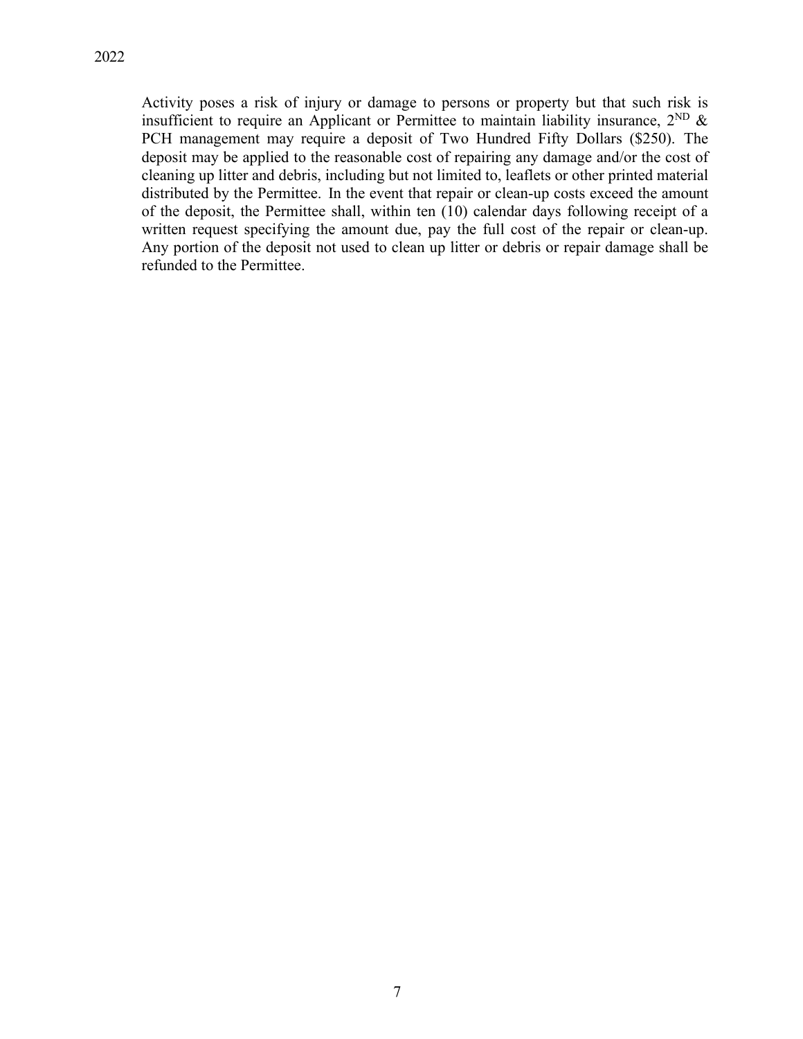Activity poses a risk of injury or damage to persons or property but that such risk is insufficient to require an Applicant or Permittee to maintain liability insurance, 2ND & PCH management may require a deposit of Two Hundred Fifty Dollars ($250). The deposit may be applied to the reasonable cost of repairing any damage and/or the cost of cleaning up litter and debris, including but not limited to, leaflets or other printed material distributed by the Permittee. In the event that repair or clean-up costs exceed the amount of the deposit, the Permittee shall, within ten (10) calendar days following receipt of a written request specifying the amount due, pay the full cost of the repair or clean-up. Any portion of the deposit not used to clean up litter or debris or repair damage shall be refunded to the Permittee.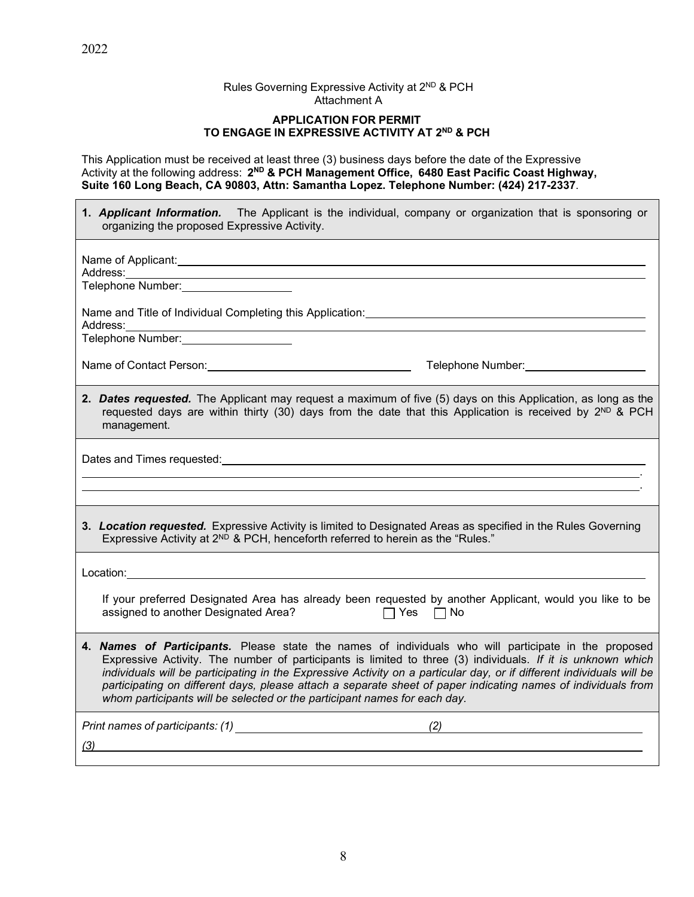2022

Rules Governing Expressive Activity at 2ND & PCH
Attachment A

**APPLICATION FOR PERMIT**
**TO ENGAGE IN EXPRESSIVE ACTIVITY AT 2ND & PCH**

This Application must be received at least three (3) business days before the date of the Expressive Activity at the following address: **2ND & PCH Management Office, 6480 East Pacific Coast Highway, Suite 160 Long Beach, CA 90803, Attn: Samantha Lopez. Telephone Number: (424) 217-2337**.

**1.** ***Applicant Information.*** The Applicant is the individual, company or organization that is sponsoring or organizing the proposed Expressive Activity.

Name of Applicant: ______________________________
Address: ______________________________
Telephone Number: ______________

Name and Title of Individual Completing this Application: ______________________________
Address: ______________________________
Telephone Number: ______________

Name of Contact Person: ______________________ Telephone Number: ______________

**2.** ***Dates requested.*** The Applicant may request a maximum of five (5) days on this Application, as long as the requested days are within thirty (30) days from the date that this Application is received by 2ND & PCH management.

Dates and Times requested: ______________________________
______________________________.
______________________________.

**3.** ***Location requested.*** Expressive Activity is limited to Designated Areas as specified in the Rules Governing Expressive Activity at 2ND & PCH, henceforth referred to herein as the "Rules."

Location: ______________________________

If your preferred Designated Area has already been requested by another Applicant, would you like to be assigned to another Designated Area? ☐ Yes ☐ No

**4.** ***Names of Participants.*** Please state the names of individuals who will participate in the proposed Expressive Activity. The number of participants is limited to three (3) individuals. *If it is unknown which individuals will be participating in the Expressive Activity on a particular day, or if different individuals will be participating on different days, please attach a separate sheet of paper indicating names of individuals from whom participants will be selected or the participant names for each day.*

*Print names of participants: (1)* ______________________ *(2)* ______________________

*(3)* ______________________________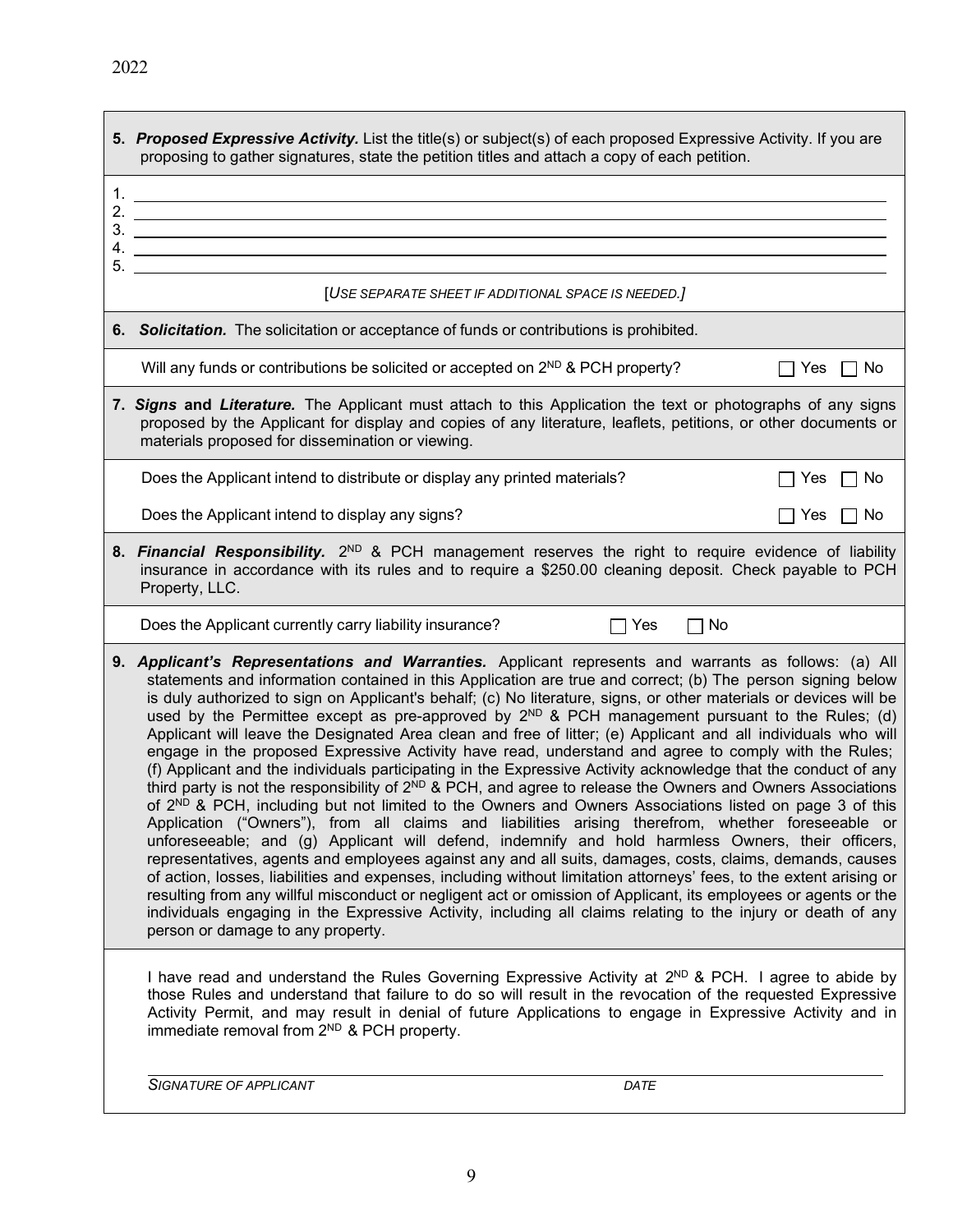2022

**5. *Proposed Expressive Activity.*** List the title(s) or subject(s) of each proposed Expressive Activity. If you are proposing to gather signatures, state the petition titles and attach a copy of each petition.

1. ______________________________________________
2. ______________________________________________
3. ______________________________________________
4. ______________________________________________
5. ______________________________________________

[*USE SEPARATE SHEET IF ADDITIONAL SPACE IS NEEDED.*]

**6. *Solicitation.*** The solicitation or acceptance of funds or contributions is prohibited.

Will any funds or contributions be solicited or accepted on 2ND & PCH property? ☐ Yes ☐ No

**7. *Signs* and *Literature.*** The Applicant must attach to this Application the text or photographs of any signs proposed by the Applicant for display and copies of any literature, leaflets, petitions, or other documents or materials proposed for dissemination or viewing.

Does the Applicant intend to distribute or display any printed materials? ☐ Yes ☐ No

Does the Applicant intend to display any signs? ☐ Yes ☐ No

**8. *Financial Responsibility.*** 2ND & PCH management reserves the right to require evidence of liability insurance in accordance with its rules and to require a $250.00 cleaning deposit. Check payable to PCH Property, LLC.

Does the Applicant currently carry liability insurance? ☐ Yes ☐ No

**9. *Applicant's Representations and Warranties.*** Applicant represents and warrants as follows: (a) All statements and information contained in this Application are true and correct; (b) The person signing below is duly authorized to sign on Applicant's behalf; (c) No literature, signs, or other materials or devices will be used by the Permittee except as pre-approved by 2ND & PCH management pursuant to the Rules; (d) Applicant will leave the Designated Area clean and free of litter; (e) Applicant and all individuals who will engage in the proposed Expressive Activity have read, understand and agree to comply with the Rules; (f) Applicant and the individuals participating in the Expressive Activity acknowledge that the conduct of any third party is not the responsibility of 2ND & PCH, and agree to release the Owners and Owners Associations of 2ND & PCH, including but not limited to the Owners and Owners Associations listed on page 3 of this Application ("Owners"), from all claims and liabilities arising therefrom, whether foreseeable or unforeseeable; and (g) Applicant will defend, indemnify and hold harmless Owners, their officers, representatives, agents and employees against any and all suits, damages, costs, claims, demands, causes of action, losses, liabilities and expenses, including without limitation attorneys' fees, to the extent arising or resulting from any willful misconduct or negligent act or omission of Applicant, its employees or agents or the individuals engaging in the Expressive Activity, including all claims relating to the injury or death of any person or damage to any property.

I have read and understand the Rules Governing Expressive Activity at 2ND & PCH. I agree to abide by those Rules and understand that failure to do so will result in the revocation of the requested Expressive Activity Permit, and may result in denial of future Applications to engage in Expressive Activity and in immediate removal from 2ND & PCH property.

______________________________________________

*SIGNATURE OF APPLICANT* *DATE*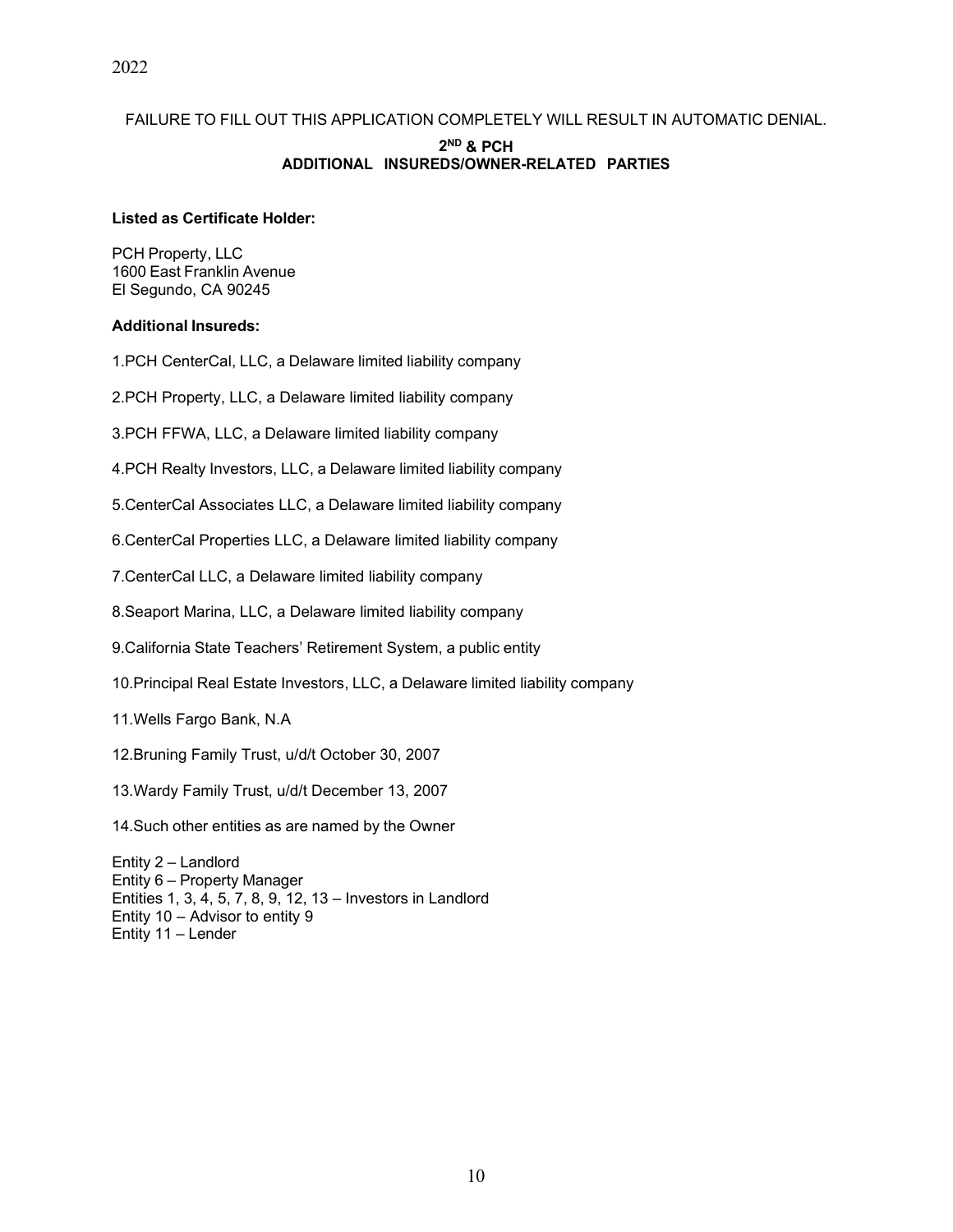FAILURE TO FILL OUT THIS APPLICATION COMPLETELY WILL RESULT IN AUTOMATIC DENIAL.

**2ND & PCH**
**ADDITIONAL INSUREDS/OWNER-RELATED PARTIES**

**Listed as Certificate Holder:**

PCH Property, LLC
1600 East Franklin Avenue
El Segundo, CA 90245

**Additional Insureds:**

1.PCH CenterCal, LLC, a Delaware limited liability company

2.PCH Property, LLC, a Delaware limited liability company

3.PCH FFWA, LLC, a Delaware limited liability company

4.PCH Realty Investors, LLC, a Delaware limited liability company

5.CenterCal Associates LLC, a Delaware limited liability company

6.CenterCal Properties LLC, a Delaware limited liability company

7.CenterCal LLC, a Delaware limited liability company

8.Seaport Marina, LLC, a Delaware limited liability company

9.California State Teachers' Retirement System, a public entity

10.Principal Real Estate Investors, LLC, a Delaware limited liability company

11.Wells Fargo Bank, N.A

12.Bruning Family Trust, u/d/t October 30, 2007

13.Wardy Family Trust, u/d/t December 13, 2007

14.Such other entities as are named by the Owner

Entity 2 – Landlord
Entity 6 – Property Manager
Entities 1, 3, 4, 5, 7, 8, 9, 12, 13 – Investors in Landlord
Entity 10 – Advisor to entity 9
Entity 11 – Lender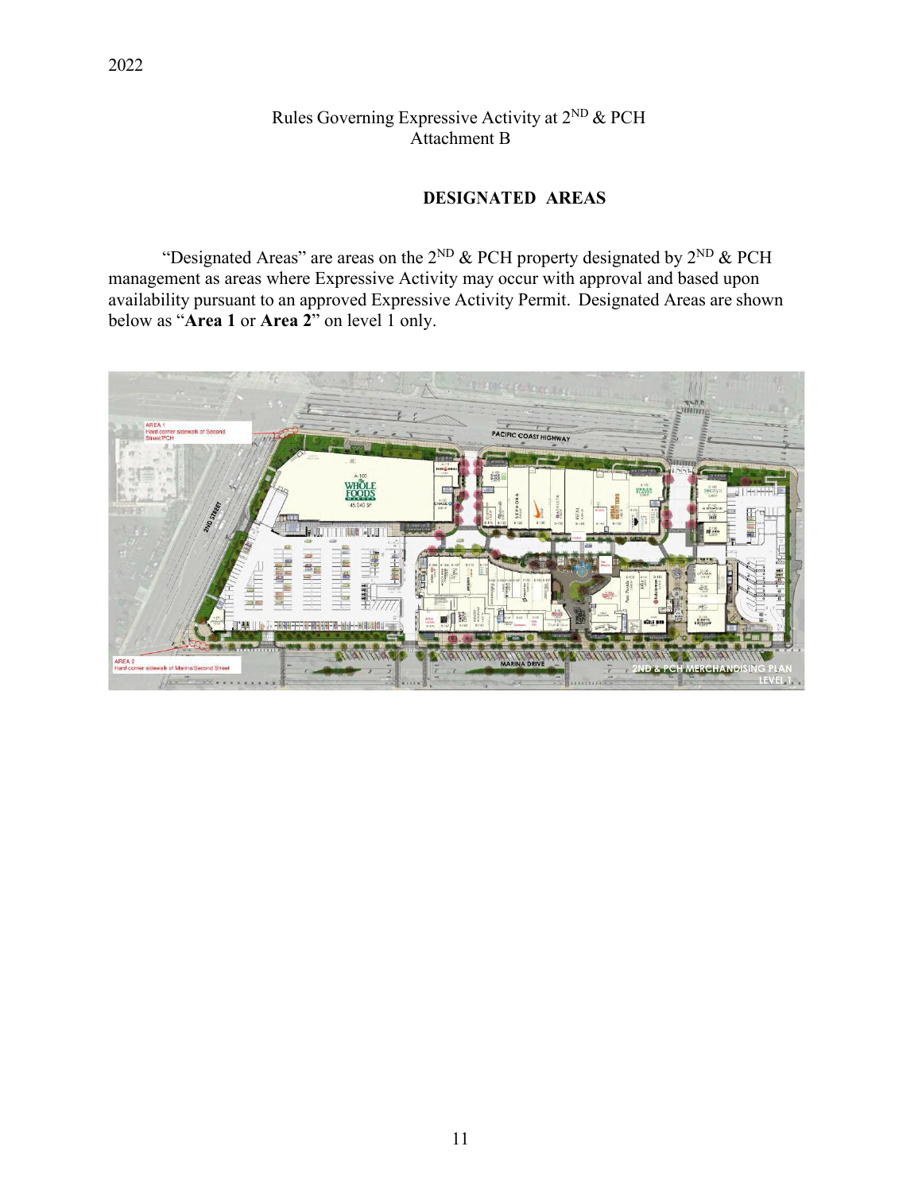2022

Rules Governing Expressive Activity at 2ND & PCH
Attachment B

## DESIGNATED AREAS

"Designated Areas" are areas on the 2ND & PCH property designated by 2ND & PCH management as areas where Expressive Activity may occur with approval and based upon availability pursuant to an approved Expressive Activity Permit. Designated Areas are shown below as "**Area 1** or **Area 2**" on level 1 only.

AREA 1
Hard corner sidewalk of Second Street/PCH

AREA 2
Hard corner sidewalk of Marina/Second Street

2ND & PCH MERCHANDISING PLAN
LEVEL 1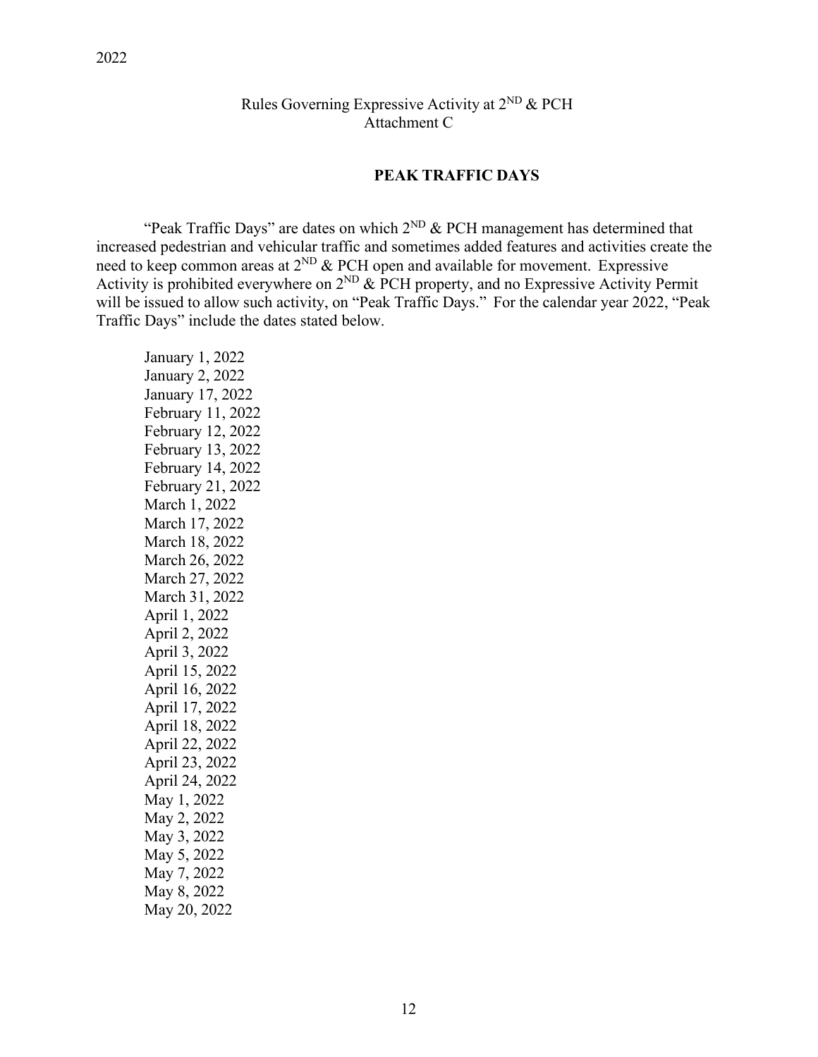2022

Rules Governing Expressive Activity at 2ND & PCH
Attachment C

## PEAK TRAFFIC DAYS

"Peak Traffic Days" are dates on which 2ND & PCH management has determined that increased pedestrian and vehicular traffic and sometimes added features and activities create the need to keep common areas at 2ND & PCH open and available for movement. Expressive Activity is prohibited everywhere on 2ND & PCH property, and no Expressive Activity Permit will be issued to allow such activity, on "Peak Traffic Days." For the calendar year 2022, "Peak Traffic Days" include the dates stated below.

January 1, 2022
January 2, 2022
January 17, 2022
February 11, 2022
February 12, 2022
February 13, 2022
February 14, 2022
February 21, 2022
March 1, 2022
March 17, 2022
March 18, 2022
March 26, 2022
March 27, 2022
March 31, 2022
April 1, 2022
April 2, 2022
April 3, 2022
April 15, 2022
April 16, 2022
April 17, 2022
April 18, 2022
April 22, 2022
April 23, 2022
April 24, 2022
May 1, 2022
May 2, 2022
May 3, 2022
May 5, 2022
May 7, 2022
May 8, 2022
May 20, 2022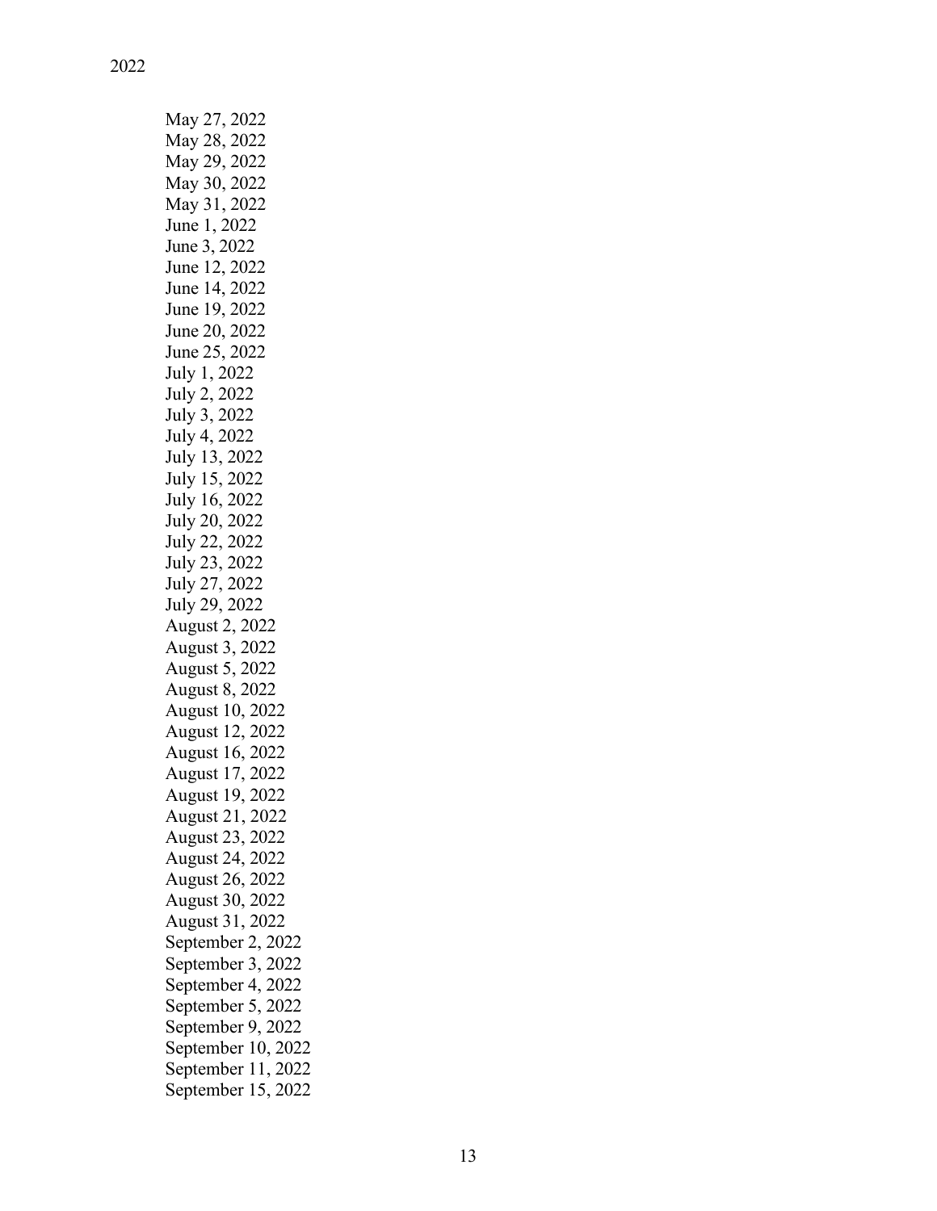2022

May 27, 2022
May 28, 2022
May 29, 2022
May 30, 2022
May 31, 2022
June 1, 2022
June 3, 2022
June 12, 2022
June 14, 2022
June 19, 2022
June 20, 2022
June 25, 2022
July 1, 2022
July 2, 2022
July 3, 2022
July 4, 2022
July 13, 2022
July 15, 2022
July 16, 2022
July 20, 2022
July 22, 2022
July 23, 2022
July 27, 2022
July 29, 2022
August 2, 2022
August 3, 2022
August 5, 2022
August 8, 2022
August 10, 2022
August 12, 2022
August 16, 2022
August 17, 2022
August 19, 2022
August 21, 2022
August 23, 2022
August 24, 2022
August 26, 2022
August 30, 2022
August 31, 2022
September 2, 2022
September 3, 2022
September 4, 2022
September 5, 2022
September 9, 2022
September 10, 2022
September 11, 2022
September 15, 2022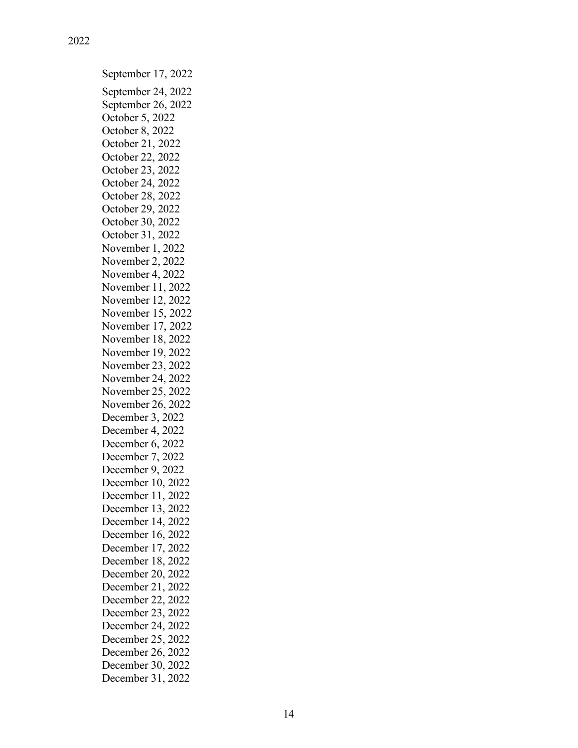2022

September 17, 2022
September 24, 2022
September 26, 2022
October 5, 2022
October 8, 2022
October 21, 2022
October 22, 2022
October 23, 2022
October 24, 2022
October 28, 2022
October 29, 2022
October 30, 2022
October 31, 2022
November 1, 2022
November 2, 2022
November 4, 2022
November 11, 2022
November 12, 2022
November 15, 2022
November 17, 2022
November 18, 2022
November 19, 2022
November 23, 2022
November 24, 2022
November 25, 2022
November 26, 2022
December 3, 2022
December 4, 2022
December 6, 2022
December 7, 2022
December 9, 2022
December 10, 2022
December 11, 2022
December 13, 2022
December 14, 2022
December 16, 2022
December 17, 2022
December 18, 2022
December 20, 2022
December 21, 2022
December 22, 2022
December 23, 2022
December 24, 2022
December 25, 2022
December 26, 2022
December 30, 2022
December 31, 2022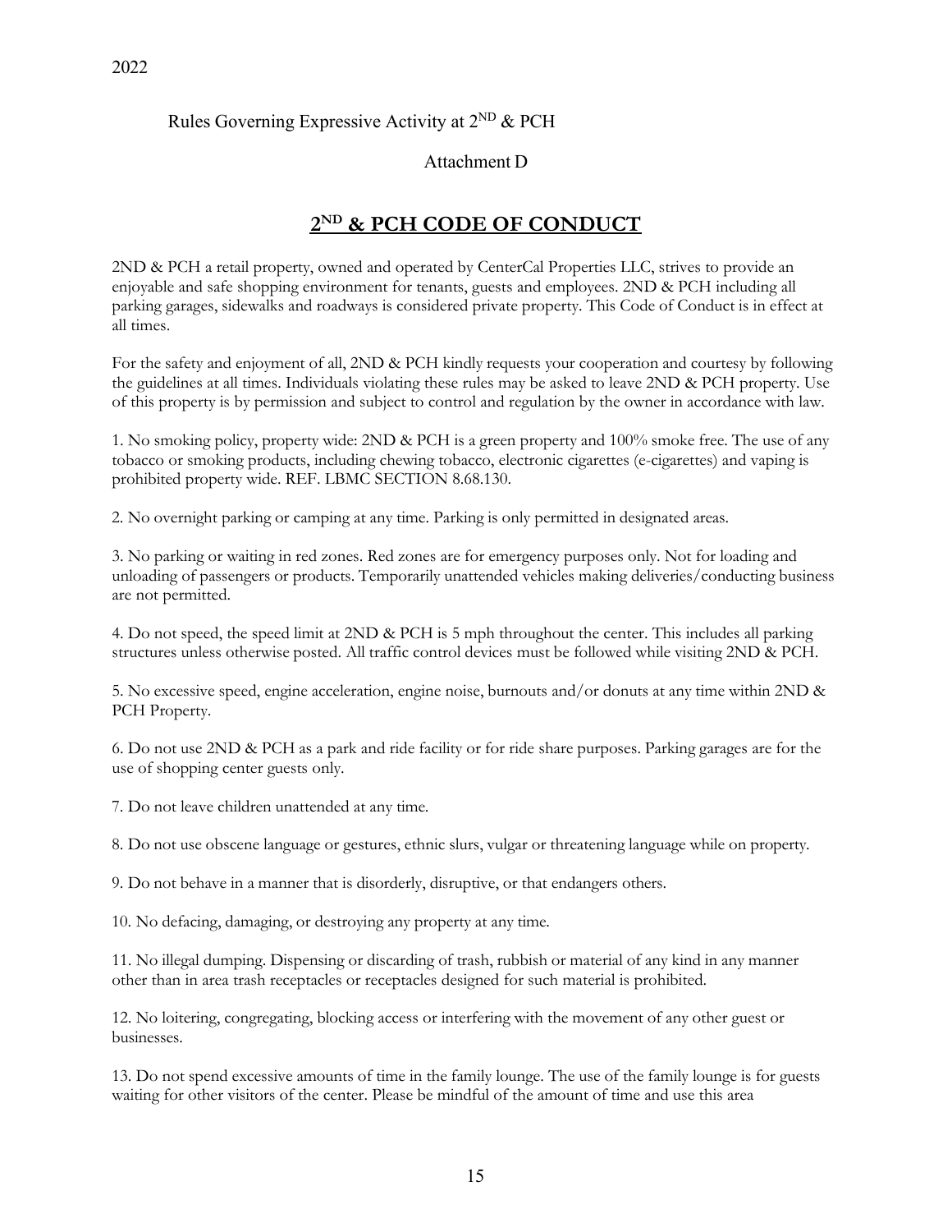2022

Rules Governing Expressive Activity at $2^{ND}$ & PCH

Attachment D

# **$2^{ND}$ & PCH CODE OF CONDUCT**

2ND & PCH a retail property, owned and operated by CenterCal Properties LLC, strives to provide an enjoyable and safe shopping environment for tenants, guests and employees. 2ND & PCH including all parking garages, sidewalks and roadways is considered private property. This Code of Conduct is in effect at all times.

For the safety and enjoyment of all, 2ND & PCH kindly requests your cooperation and courtesy by following the guidelines at all times. Individuals violating these rules may be asked to leave 2ND & PCH property. Use of this property is by permission and subject to control and regulation by the owner in accordance with law.

1. No smoking policy, property wide: 2ND & PCH is a green property and 100% smoke free. The use of any tobacco or smoking products, including chewing tobacco, electronic cigarettes (e-cigarettes) and vaping is prohibited property wide. REF. LBMC SECTION 8.68.130.

2. No overnight parking or camping at any time. Parking is only permitted in designated areas.

3. No parking or waiting in red zones. Red zones are for emergency purposes only. Not for loading and unloading of passengers or products. Temporarily unattended vehicles making deliveries/conducting business are not permitted.

4. Do not speed, the speed limit at 2ND & PCH is 5 mph throughout the center. This includes all parking structures unless otherwise posted. All traffic control devices must be followed while visiting 2ND & PCH.

5. No excessive speed, engine acceleration, engine noise, burnouts and/or donuts at any time within 2ND & PCH Property.

6. Do not use 2ND & PCH as a park and ride facility or for ride share purposes. Parking garages are for the use of shopping center guests only.

7. Do not leave children unattended at any time.

8. Do not use obscene language or gestures, ethnic slurs, vulgar or threatening language while on property.

9. Do not behave in a manner that is disorderly, disruptive, or that endangers others.

10. No defacing, damaging, or destroying any property at any time.

11. No illegal dumping. Dispensing or discarding of trash, rubbish or material of any kind in any manner other than in area trash receptacles or receptacles designed for such material is prohibited.

12. No loitering, congregating, blocking access or interfering with the movement of any other guest or businesses.

13. Do not spend excessive amounts of time in the family lounge. The use of the family lounge is for guests waiting for other visitors of the center. Please be mindful of the amount of time and use this area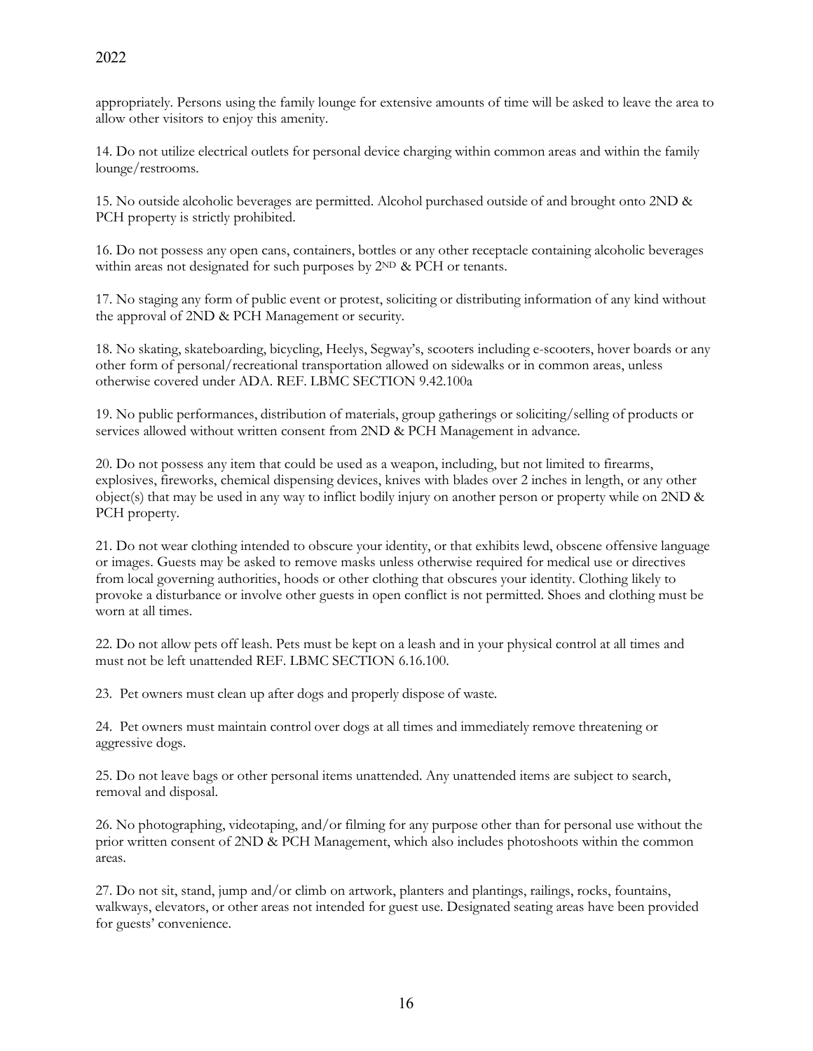appropriately. Persons using the family lounge for extensive amounts of time will be asked to leave the area to allow other visitors to enjoy this amenity.

14. Do not utilize electrical outlets for personal device charging within common areas and within the family lounge/restrooms.

15. No outside alcoholic beverages are permitted. Alcohol purchased outside of and brought onto 2ND & PCH property is strictly prohibited.

16. Do not possess any open cans, containers, bottles or any other receptacle containing alcoholic beverages within areas not designated for such purposes by 2ND & PCH or tenants.

17. No staging any form of public event or protest, soliciting or distributing information of any kind without the approval of 2ND & PCH Management or security.

18. No skating, skateboarding, bicycling, Heelys, Segway's, scooters including e-scooters, hover boards or any other form of personal/recreational transportation allowed on sidewalks or in common areas, unless otherwise covered under ADA. REF. LBMC SECTION 9.42.100a

19. No public performances, distribution of materials, group gatherings or soliciting/selling of products or services allowed without written consent from 2ND & PCH Management in advance.

20. Do not possess any item that could be used as a weapon, including, but not limited to firearms, explosives, fireworks, chemical dispensing devices, knives with blades over 2 inches in length, or any other object(s) that may be used in any way to inflict bodily injury on another person or property while on 2ND & PCH property.

21. Do not wear clothing intended to obscure your identity, or that exhibits lewd, obscene offensive language or images. Guests may be asked to remove masks unless otherwise required for medical use or directives from local governing authorities, hoods or other clothing that obscures your identity. Clothing likely to provoke a disturbance or involve other guests in open conflict is not permitted. Shoes and clothing must be worn at all times.

22. Do not allow pets off leash. Pets must be kept on a leash and in your physical control at all times and must not be left unattended REF. LBMC SECTION 6.16.100.

23. Pet owners must clean up after dogs and properly dispose of waste.

24. Pet owners must maintain control over dogs at all times and immediately remove threatening or aggressive dogs.

25. Do not leave bags or other personal items unattended. Any unattended items are subject to search, removal and disposal.

26. No photographing, videotaping, and/or filming for any purpose other than for personal use without the prior written consent of 2ND & PCH Management, which also includes photoshoots within the common areas.

27. Do not sit, stand, jump and/or climb on artwork, planters and plantings, railings, rocks, fountains, walkways, elevators, or other areas not intended for guest use. Designated seating areas have been provided for guests' convenience.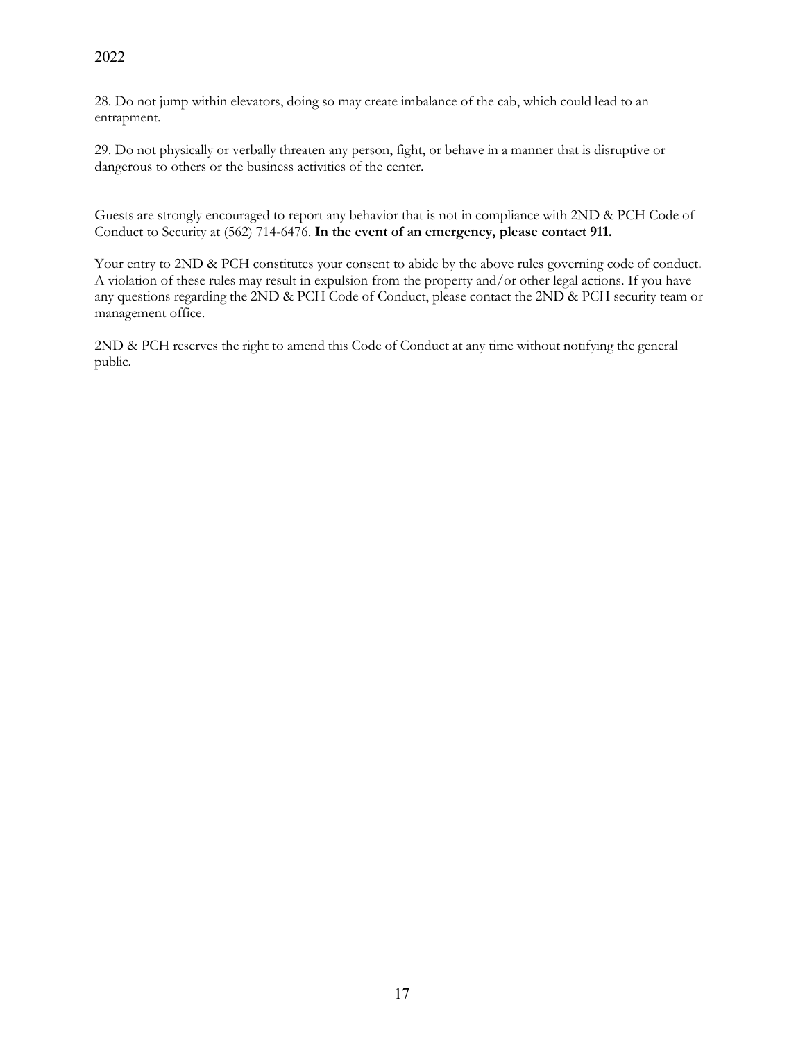28. Do not jump within elevators, doing so may create imbalance of the cab, which could lead to an entrapment.

29. Do not physically or verbally threaten any person, fight, or behave in a manner that is disruptive or dangerous to others or the business activities of the center.

Guests are strongly encouraged to report any behavior that is not in compliance with 2ND & PCH Code of Conduct to Security at (562) 714-6476. **In the event of an emergency, please contact 911.**

Your entry to 2ND & PCH constitutes your consent to abide by the above rules governing code of conduct. A violation of these rules may result in expulsion from the property and/or other legal actions. If you have any questions regarding the 2ND & PCH Code of Conduct, please contact the 2ND & PCH security team or management office.

2ND & PCH reserves the right to amend this Code of Conduct at any time without notifying the general public.